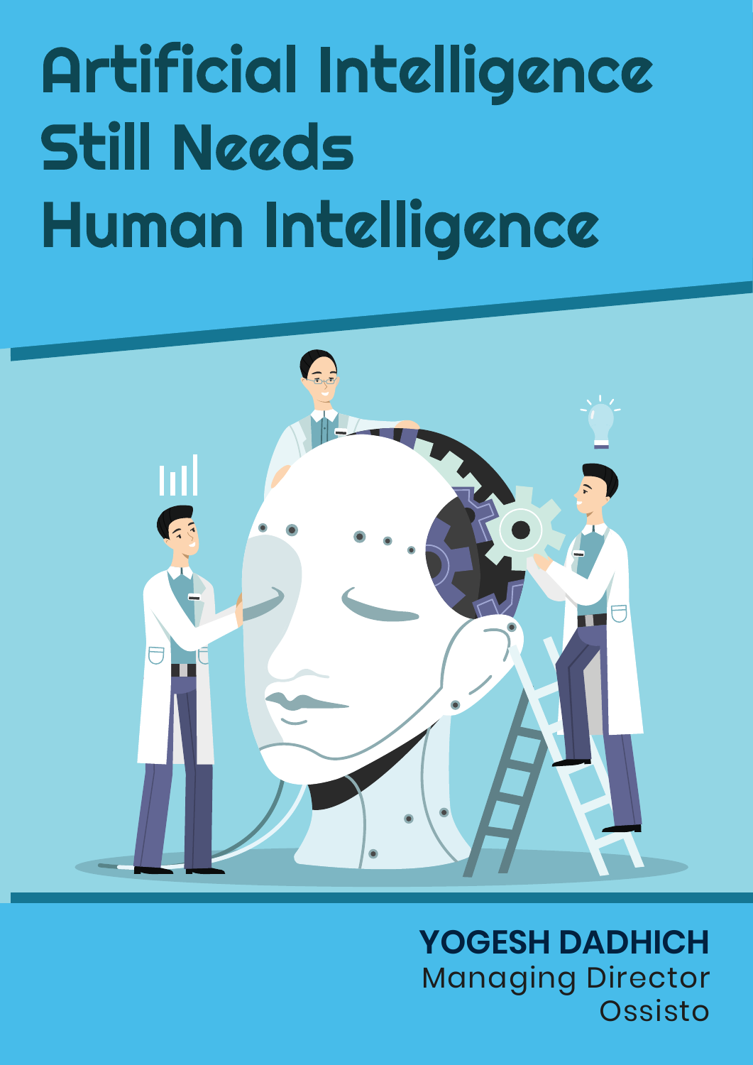# Artificial Intelligence Still Needs Human Intelligence

**YOGESH DADHICH**
Managing Director
Ossisto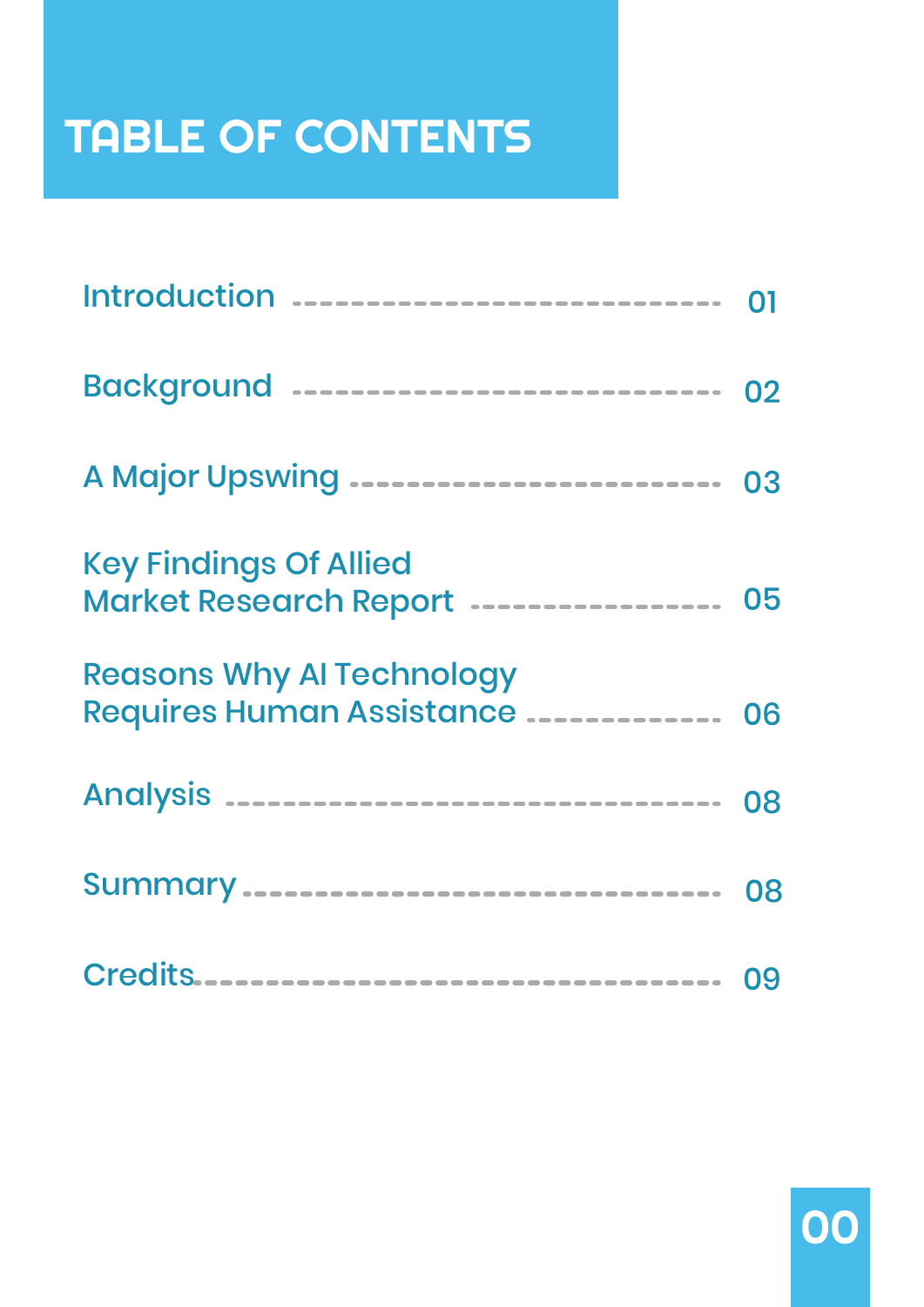# TABLE OF CONTENTS

| | |
|---|---|
| Introduction | 01 |
| Background | 02 |
| A Major Upswing | 03 |
| Key Findings Of Allied Market Research Report | 05 |
| Reasons Why AI Technology Requires Human Assistance | 06 |
| Analysis | 08 |
| Summary | 08 |
| Credits | 09 |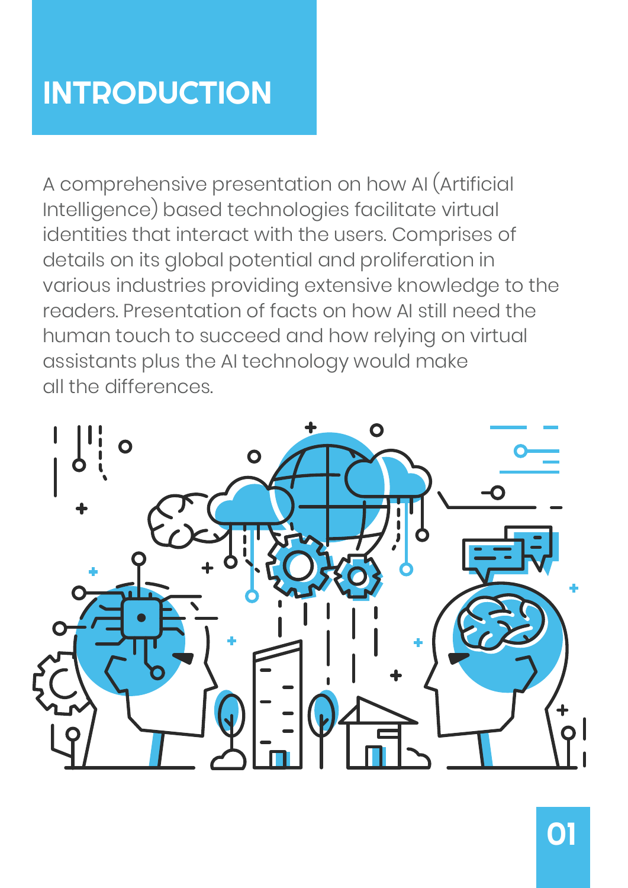# INTRODUCTION

A comprehensive presentation on how AI (Artificial Intelligence) based technologies facilitate virtual identities that interact with the users. Comprises of details on its global potential and proliferation in various industries providing extensive knowledge to the readers. Presentation of facts on how AI still need the human touch to succeed and how relying on virtual assistants plus the AI technology would make all the differences.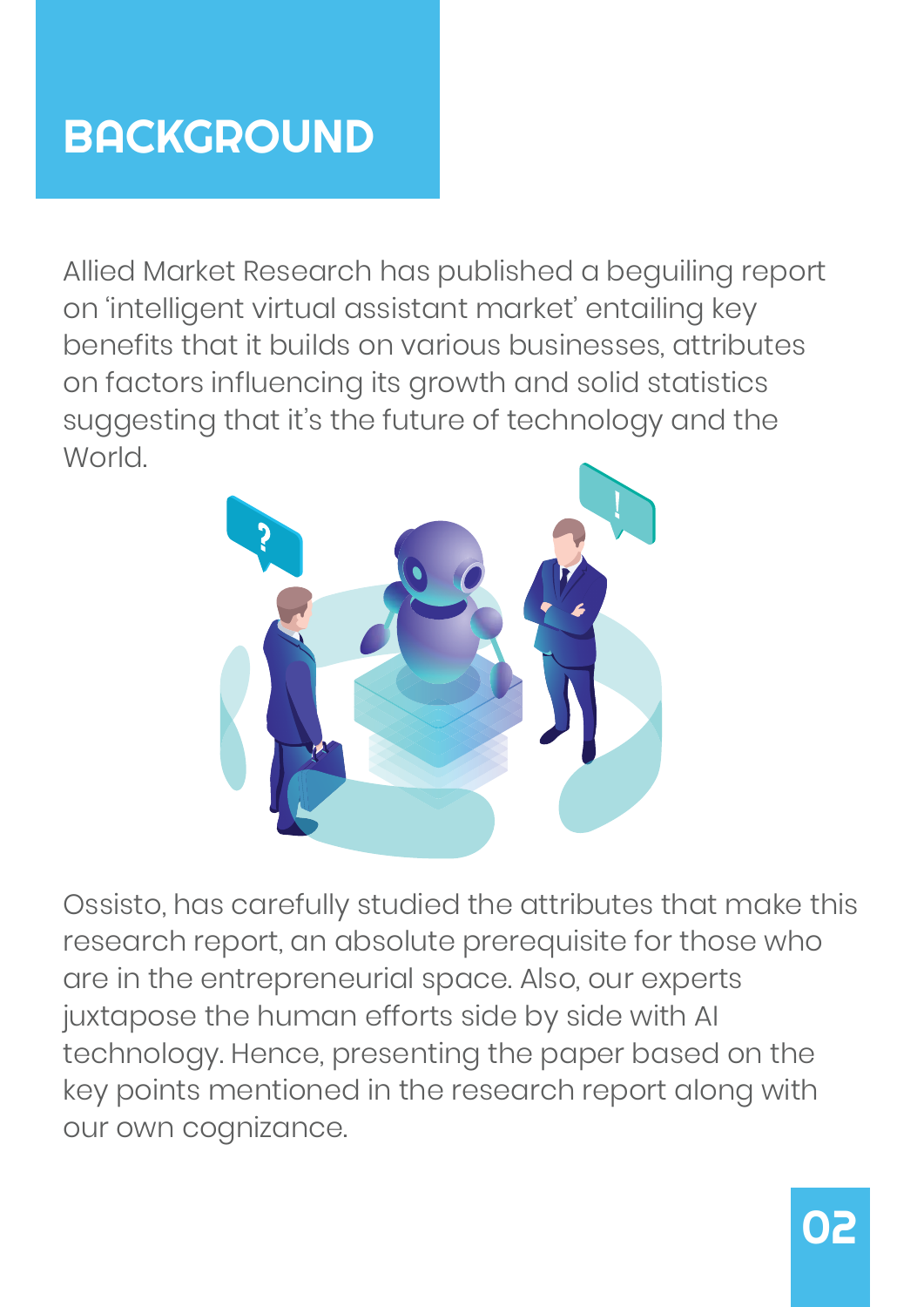# BACKGROUND

Allied Market Research has published a beguiling report on 'intelligent virtual assistant market' entailing key benefits that it builds on various businesses, attributes on factors influencing its growth and solid statistics suggesting that it's the future of technology and the World.

Ossisto, has carefully studied the attributes that make this research report, an absolute prerequisite for those who are in the entrepreneurial space. Also, our experts juxtapose the human efforts side by side with AI technology. Hence, presenting the paper based on the key points mentioned in the research report along with our own cognizance.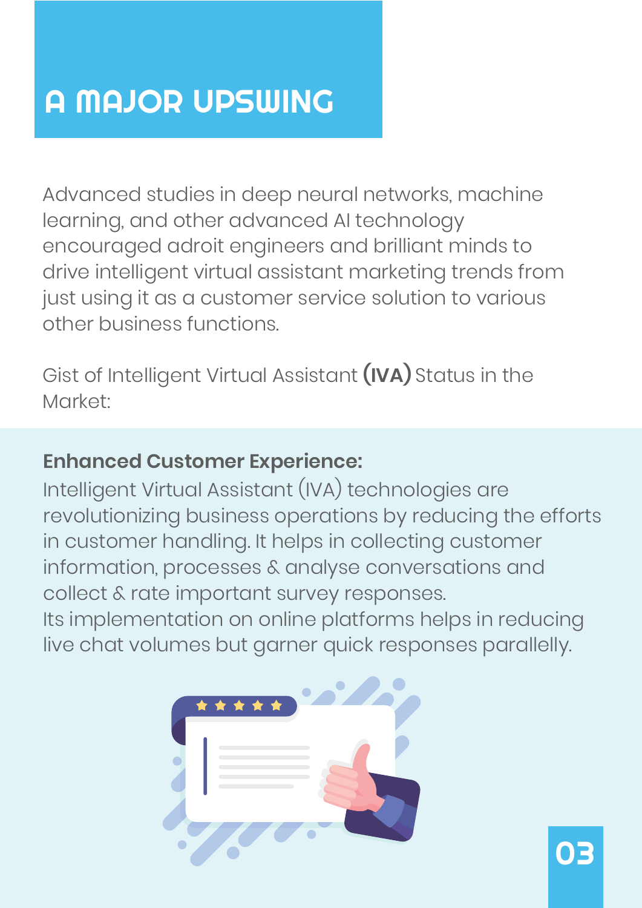# A MAJOR UPSWING

Advanced studies in deep neural networks, machine learning, and other advanced AI technology encouraged adroit engineers and brilliant minds to drive intelligent virtual assistant marketing trends from just using it as a customer service solution to various other business functions.

Gist of Intelligent Virtual Assistant **(IVA)** Status in the Market:

**Enhanced Customer Experience:**
Intelligent Virtual Assistant (IVA) technologies are revolutionizing business operations by reducing the efforts in customer handling. It helps in collecting customer information, processes & analyse conversations and collect & rate important survey responses.
Its implementation on online platforms helps in reducing live chat volumes but garner quick responses parallelly.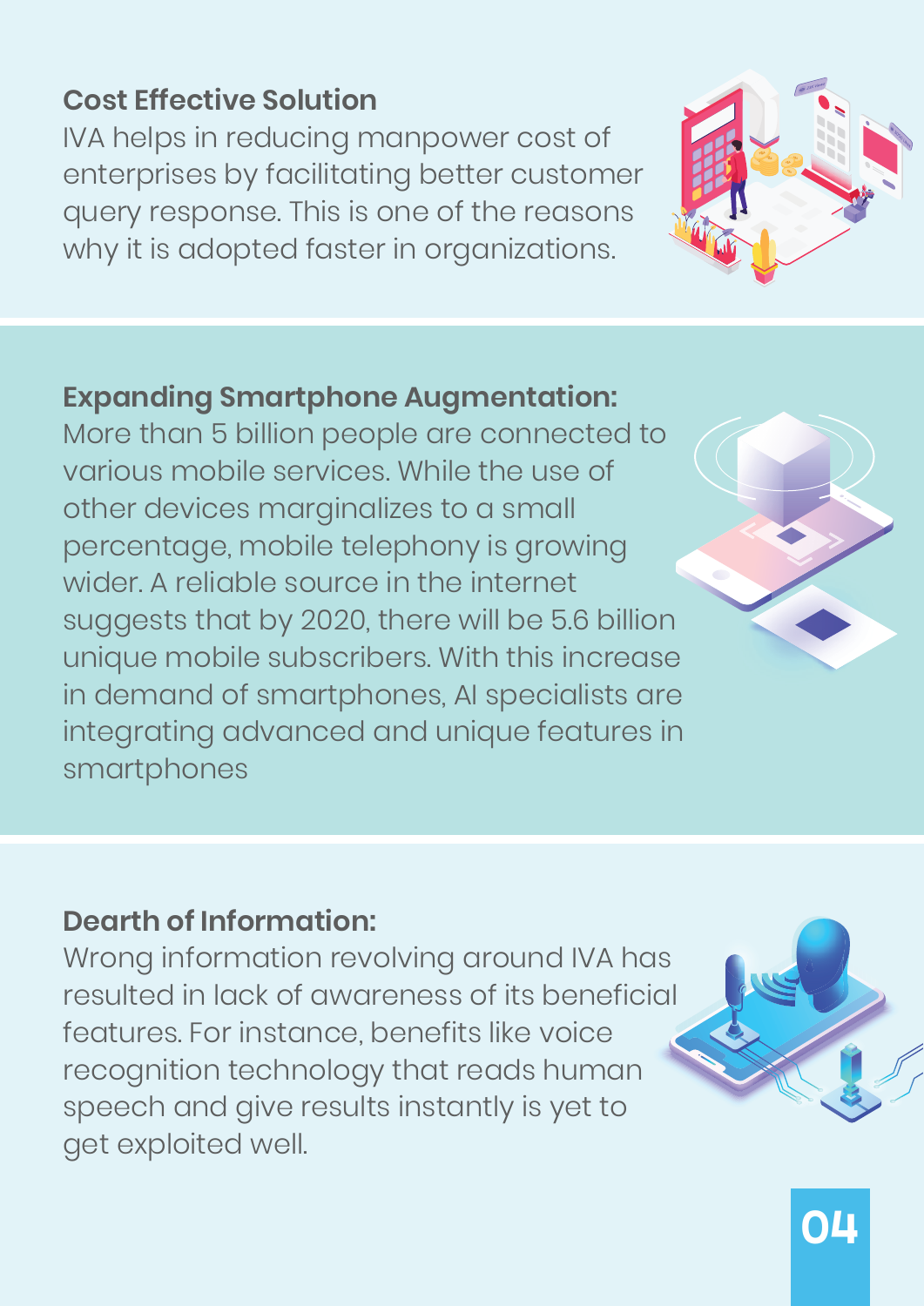## Cost Effective Solution

IVA helps in reducing manpower cost of enterprises by facilitating better customer query response. This is one of the reasons why it is adopted faster in organizations.

## Expanding Smartphone Augmentation:

More than 5 billion people are connected to various mobile services. While the use of other devices marginalizes to a small percentage, mobile telephony is growing wider. A reliable source in the internet suggests that by 2020, there will be 5.6 billion unique mobile subscribers. With this increase in demand of smartphones, AI specialists are integrating advanced and unique features in smartphones

## Dearth of Information:

Wrong information revolving around IVA has resulted in lack of awareness of its beneficial features. For instance, benefits like voice recognition technology that reads human speech and give results instantly is yet to get exploited well.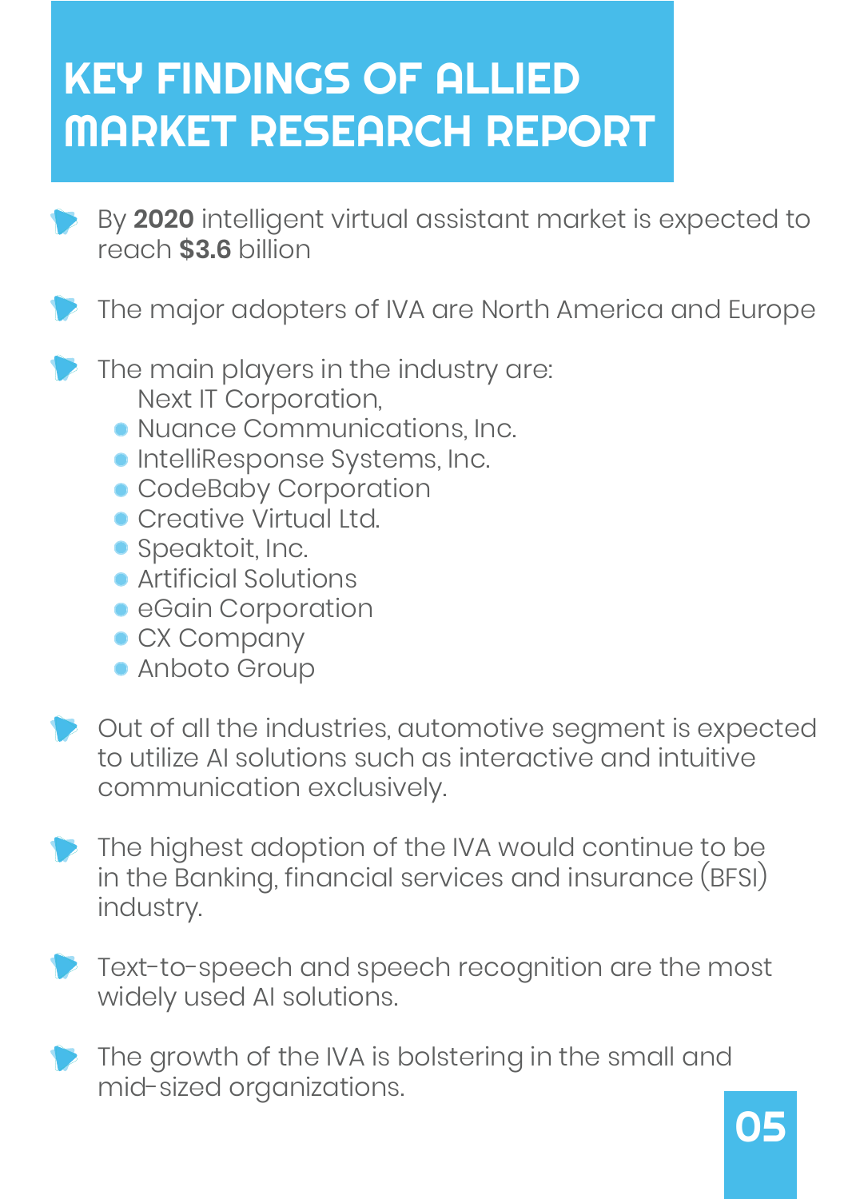# KEY FINDINGS OF ALLIED MARKET RESEARCH REPORT

- By **2020** intelligent virtual assistant market is expected to reach **$3.6** billion
- The major adopters of IVA are North America and Europe
- The main players in the industry are:
  - Next IT Corporation,
  - Nuance Communications, Inc.
  - IntelliResponse Systems, Inc.
  - CodeBaby Corporation
  - Creative Virtual Ltd.
  - Speaktoit, Inc.
  - Artificial Solutions
  - eGain Corporation
  - CX Company
  - Anboto Group
- Out of all the industries, automotive segment is expected to utilize AI solutions such as interactive and intuitive communication exclusively.
- The highest adoption of the IVA would continue to be in the Banking, financial services and insurance (BFSI) industry.
- Text-to-speech and speech recognition are the most widely used AI solutions.
- The growth of the IVA is bolstering in the small and mid-sized organizations.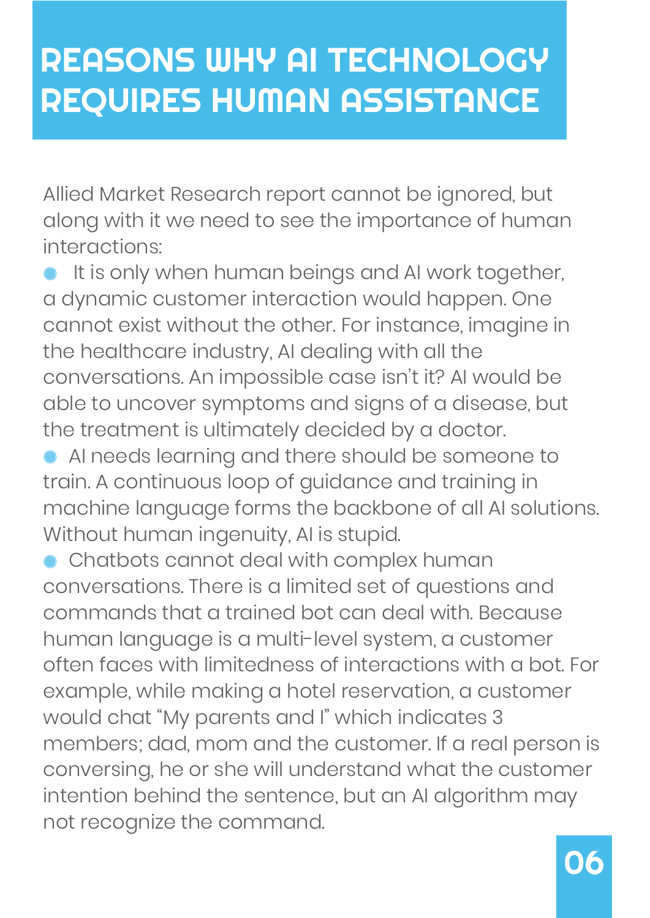# REASONS WHY AI TECHNOLOGY REQUIRES HUMAN ASSISTANCE

Allied Market Research report cannot be ignored, but along with it we need to see the importance of human interactions:

- It is only when human beings and AI work together, a dynamic customer interaction would happen. One cannot exist without the other. For instance, imagine in the healthcare industry, AI dealing with all the conversations. An impossible case isn't it? AI would be able to uncover symptoms and signs of a disease, but the treatment is ultimately decided by a doctor.
- AI needs learning and there should be someone to train. A continuous loop of guidance and training in machine language forms the backbone of all AI solutions. Without human ingenuity, AI is stupid.
- Chatbots cannot deal with complex human conversations. There is a limited set of questions and commands that a trained bot can deal with. Because human language is a multi-level system, a customer often faces with limitedness of interactions with a bot. For example, while making a hotel reservation, a customer would chat "My parents and I" which indicates 3 members; dad, mom and the customer. If a real person is conversing, he or she will understand what the customer intention behind the sentence, but an AI algorithm may not recognize the command.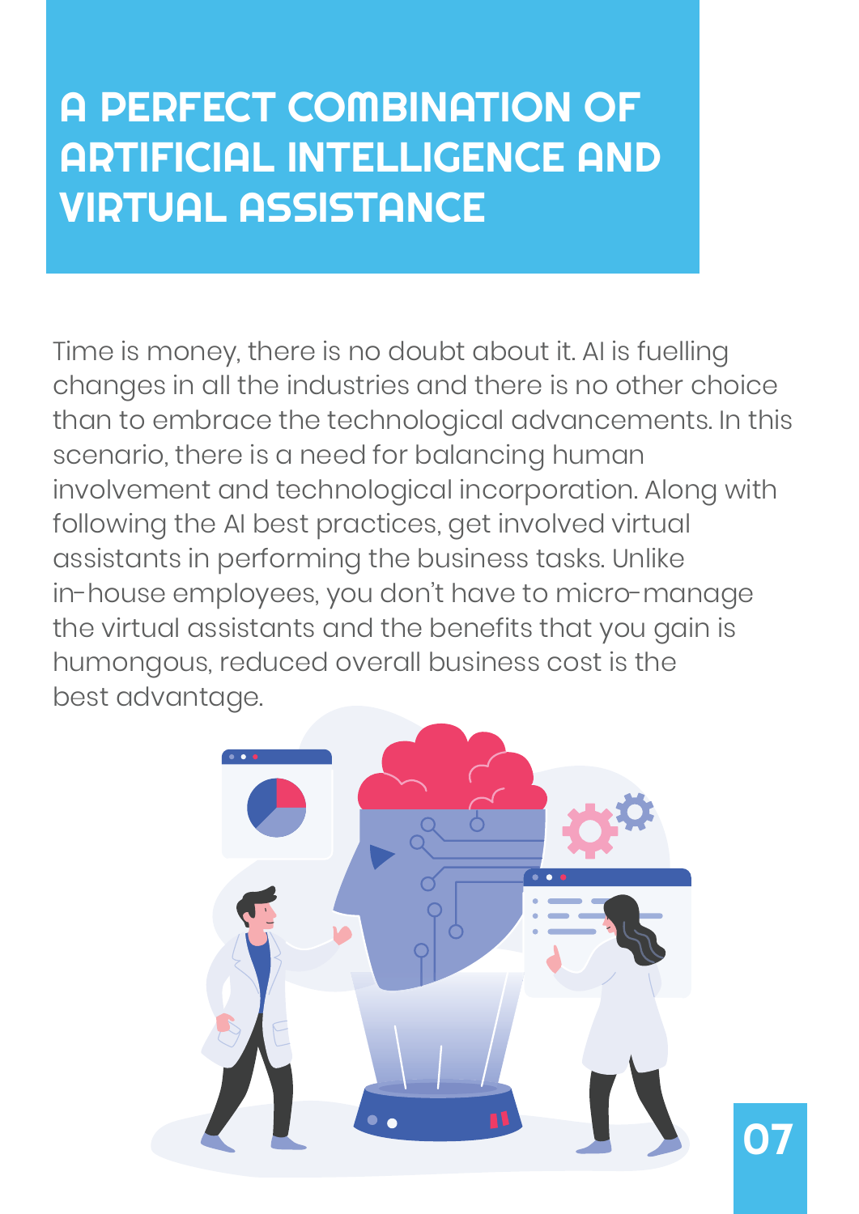# A PERFECT COMBINATION OF ARTIFICIAL INTELLIGENCE AND VIRTUAL ASSISTANCE

Time is money, there is no doubt about it. AI is fuelling changes in all the industries and there is no other choice than to embrace the technological advancements. In this scenario, there is a need for balancing human involvement and technological incorporation. Along with following the AI best practices, get involved virtual assistants in performing the business tasks. Unlike in-house employees, you don't have to micro-manage the virtual assistants and the benefits that you gain is humongous, reduced overall business cost is the best advantage.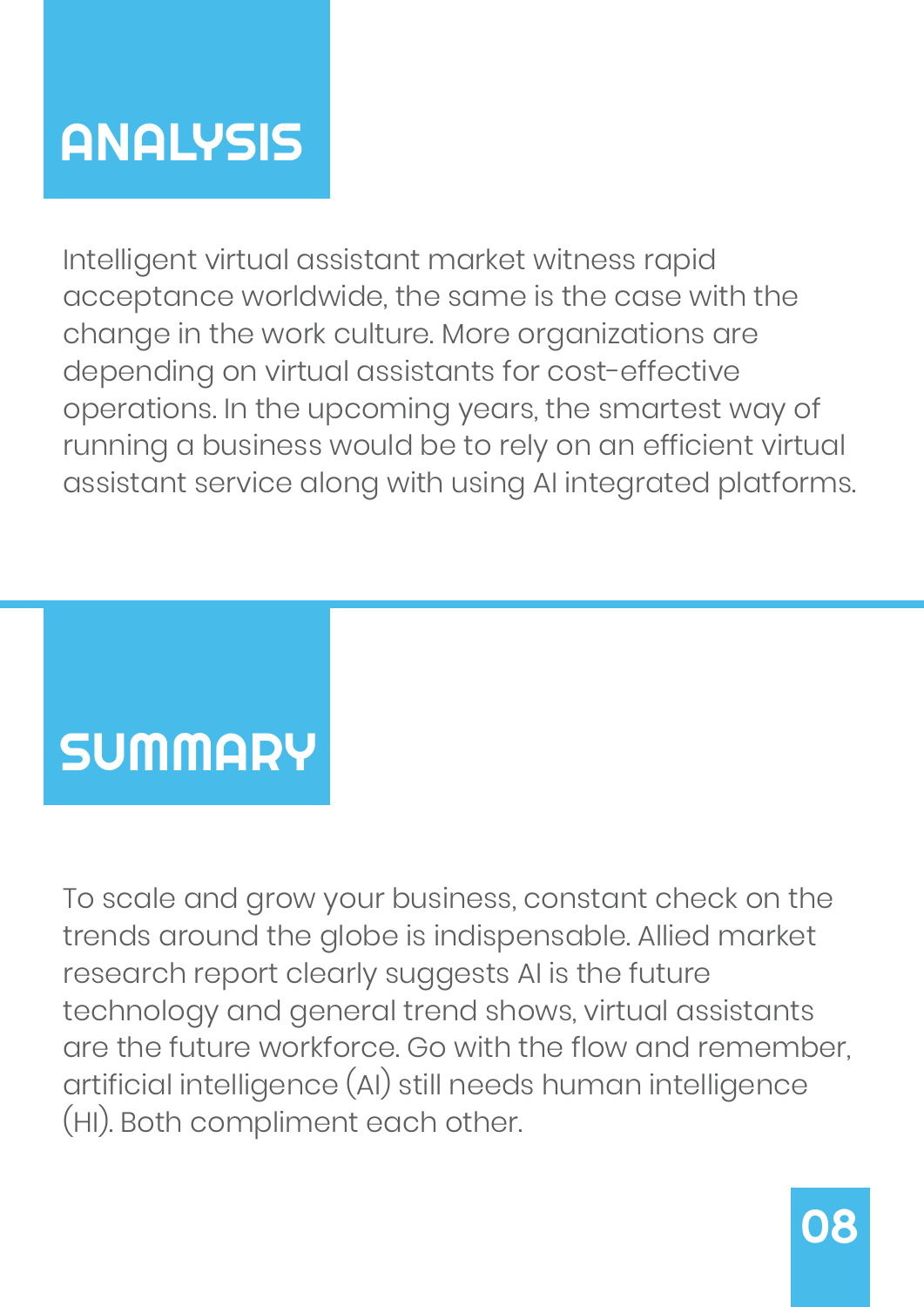# ANALYSIS

Intelligent virtual assistant market witness rapid acceptance worldwide, the same is the case with the change in the work culture. More organizations are depending on virtual assistants for cost-effective operations. In the upcoming years, the smartest way of running a business would be to rely on an efficient virtual assistant service along with using AI integrated platforms.

# SUMMARY

To scale and grow your business, constant check on the trends around the globe is indispensable. Allied market research report clearly suggests AI is the future technology and general trend shows, virtual assistants are the future workforce. Go with the flow and remember, artificial intelligence (AI) still needs human intelligence (HI). Both compliment each other.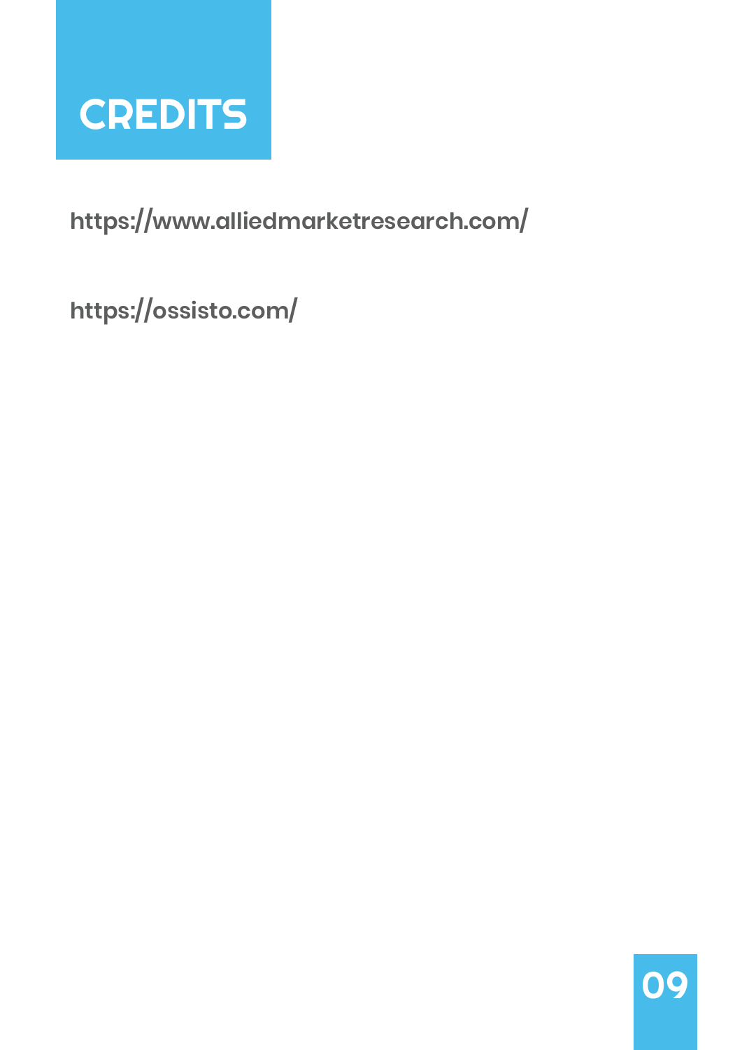# CREDITS

https://www.alliedmarketresearch.com/

https://ossisto.com/